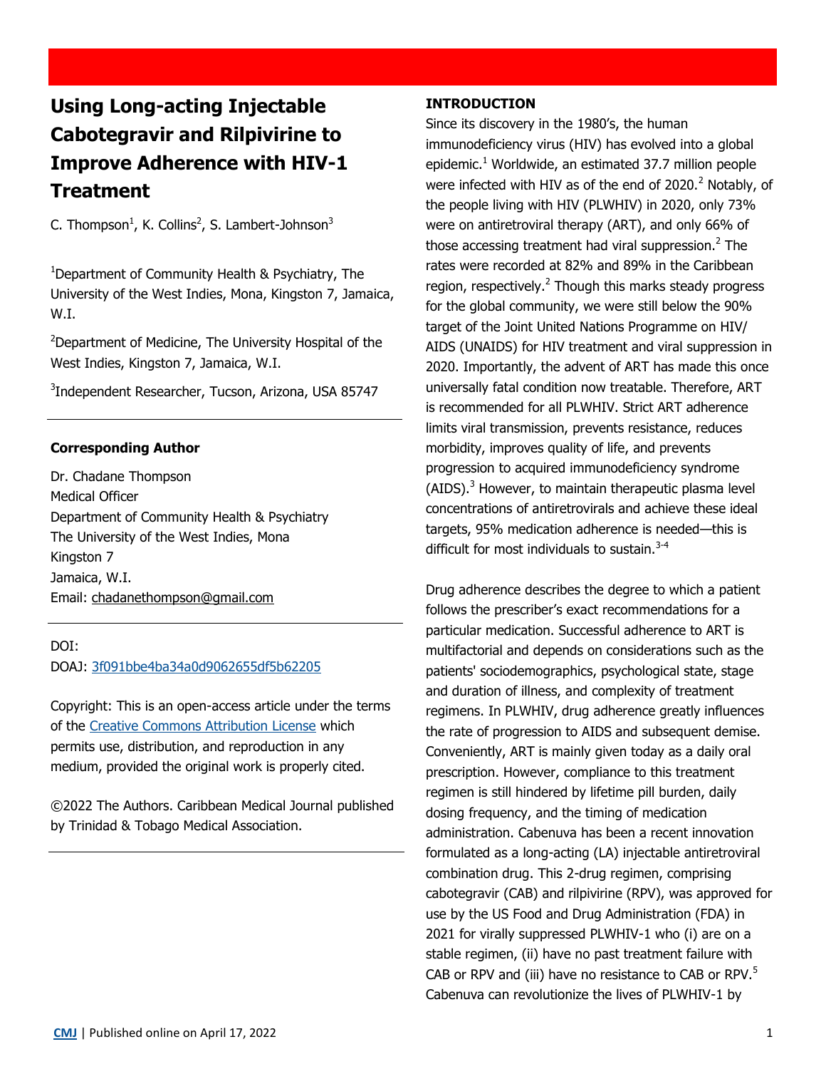# Using Long-acting Injectable Cabotegravir and Rilpivirine to Improve Adherence with HIV-1 Treatment

C. Thompson[1], K. Collins[2], S. Lambert-Johnson[3]

[1]Department of Community Health & Psychiatry, The University of the West Indies, Mona, Kingston 7, Jamaica, W.I.

[2]Department of Medicine, The University Hospital of the West Indies, Kingston 7, Jamaica, W.I.

[3]Independent Researcher, Tucson, Arizona, USA 85747

**Corresponding Author**

Dr. Chadane Thompson
Medical Officer
Department of Community Health & Psychiatry
The University of the West Indies, Mona
Kingston 7
Jamaica, W.I.
Email: chadanethompson@gmail.com

DOI:
DOAJ: 3f091bbe4ba34a0d9062655df5b62205

Copyright: This is an open-access article under the terms of the Creative Commons Attribution License which permits use, distribution, and reproduction in any medium, provided the original work is properly cited.

©2022 The Authors. Caribbean Medical Journal published by Trinidad & Tobago Medical Association.

## INTRODUCTION

Since its discovery in the 1980's, the human immunodeficiency virus (HIV) has evolved into a global epidemic.[1] Worldwide, an estimated 37.7 million people were infected with HIV as of the end of 2020.[2] Notably, of the people living with HIV (PLWHIV) in 2020, only 73% were on antiretroviral therapy (ART), and only 66% of those accessing treatment had viral suppression.[2] The rates were recorded at 82% and 89% in the Caribbean region, respectively.[2] Though this marks steady progress for the global community, we were still below the 90% target of the Joint United Nations Programme on HIV/ AIDS (UNAIDS) for HIV treatment and viral suppression in 2020. Importantly, the advent of ART has made this once universally fatal condition now treatable. Therefore, ART is recommended for all PLWHIV. Strict ART adherence limits viral transmission, prevents resistance, reduces morbidity, improves quality of life, and prevents progression to acquired immunodeficiency syndrome (AIDS).[3] However, to maintain therapeutic plasma level concentrations of antiretrovirals and achieve these ideal targets, 95% medication adherence is needed—this is difficult for most individuals to sustain.[3-4]

Drug adherence describes the degree to which a patient follows the prescriber's exact recommendations for a particular medication. Successful adherence to ART is multifactorial and depends on considerations such as the patients' sociodemographics, psychological state, stage and duration of illness, and complexity of treatment regimens. In PLWHIV, drug adherence greatly influences the rate of progression to AIDS and subsequent demise. Conveniently, ART is mainly given today as a daily oral prescription. However, compliance to this treatment regimen is still hindered by lifetime pill burden, daily dosing frequency, and the timing of medication administration. Cabenuva has been a recent innovation formulated as a long-acting (LA) injectable antiretroviral combination drug. This 2-drug regimen, comprising cabotegravir (CAB) and rilpivirine (RPV), was approved for use by the US Food and Drug Administration (FDA) in 2021 for virally suppressed PLWHIV-1 who (i) are on a stable regimen, (ii) have no past treatment failure with CAB or RPV and (iii) have no resistance to CAB or RPV.[5] Cabenuva can revolutionize the lives of PLWHIV-1 by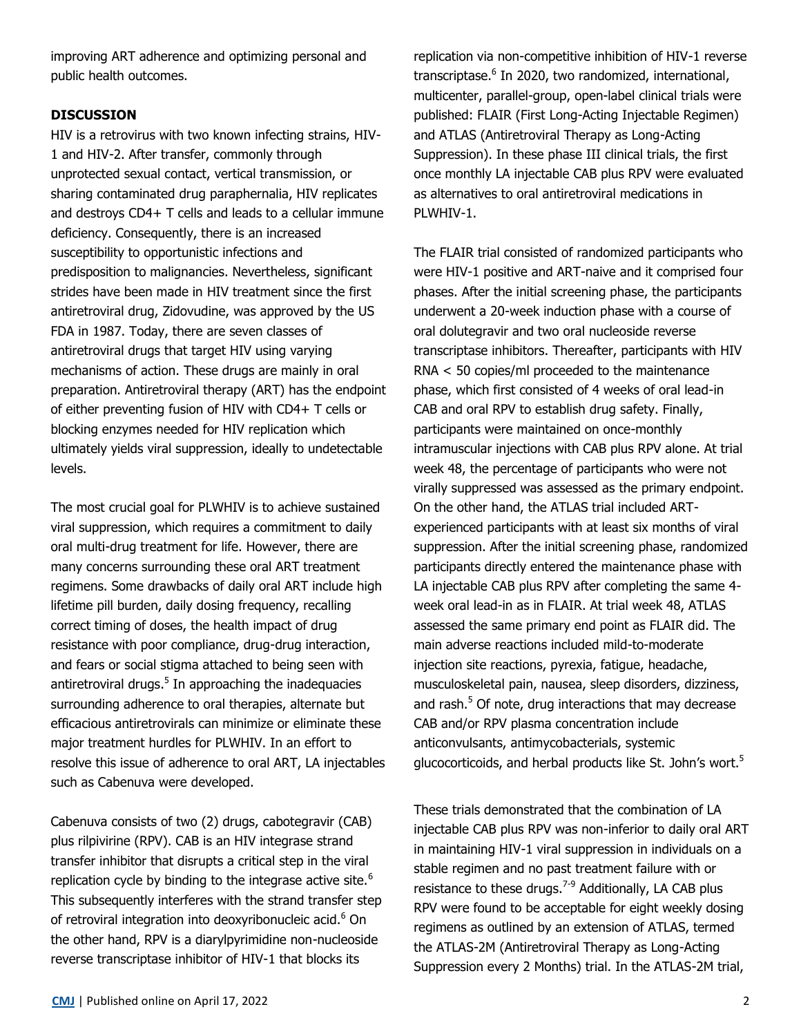improving ART adherence and optimizing personal and public health outcomes.

## DISCUSSION

HIV is a retrovirus with two known infecting strains, HIV-1 and HIV-2. After transfer, commonly through unprotected sexual contact, vertical transmission, or sharing contaminated drug paraphernalia, HIV replicates and destroys CD4+ T cells and leads to a cellular immune deficiency. Consequently, there is an increased susceptibility to opportunistic infections and predisposition to malignancies. Nevertheless, significant strides have been made in HIV treatment since the first antiretroviral drug, Zidovudine, was approved by the US FDA in 1987. Today, there are seven classes of antiretroviral drugs that target HIV using varying mechanisms of action. These drugs are mainly in oral preparation. Antiretroviral therapy (ART) has the endpoint of either preventing fusion of HIV with CD4+ T cells or blocking enzymes needed for HIV replication which ultimately yields viral suppression, ideally to undetectable levels.

The most crucial goal for PLWHIV is to achieve sustained viral suppression, which requires a commitment to daily oral multi-drug treatment for life. However, there are many concerns surrounding these oral ART treatment regimens. Some drawbacks of daily oral ART include high lifetime pill burden, daily dosing frequency, recalling correct timing of doses, the health impact of drug resistance with poor compliance, drug-drug interaction, and fears or social stigma attached to being seen with antiretroviral drugs.[5] In approaching the inadequacies surrounding adherence to oral therapies, alternate but efficacious antiretrovirals can minimize or eliminate these major treatment hurdles for PLWHIV. In an effort to resolve this issue of adherence to oral ART, LA injectables such as Cabenuva were developed.

Cabenuva consists of two (2) drugs, cabotegravir (CAB) plus rilpivirine (RPV). CAB is an HIV integrase strand transfer inhibitor that disrupts a critical step in the viral replication cycle by binding to the integrase active site.[6] This subsequently interferes with the strand transfer step of retroviral integration into deoxyribonucleic acid.[6] On the other hand, RPV is a diarylpyrimidine non-nucleoside reverse transcriptase inhibitor of HIV-1 that blocks its replication via non-competitive inhibition of HIV-1 reverse transcriptase.[6] In 2020, two randomized, international, multicenter, parallel-group, open-label clinical trials were published: FLAIR (First Long-Acting Injectable Regimen) and ATLAS (Antiretroviral Therapy as Long-Acting Suppression). In these phase III clinical trials, the first once monthly LA injectable CAB plus RPV were evaluated as alternatives to oral antiretroviral medications in PLWHIV-1.

The FLAIR trial consisted of randomized participants who were HIV-1 positive and ART-naive and it comprised four phases. After the initial screening phase, the participants underwent a 20-week induction phase with a course of oral dolutegravir and two oral nucleoside reverse transcriptase inhibitors. Thereafter, participants with HIV RNA < 50 copies/ml proceeded to the maintenance phase, which first consisted of 4 weeks of oral lead-in CAB and oral RPV to establish drug safety. Finally, participants were maintained on once-monthly intramuscular injections with CAB plus RPV alone. At trial week 48, the percentage of participants who were not virally suppressed was assessed as the primary endpoint. On the other hand, the ATLAS trial included ART-experienced participants with at least six months of viral suppression. After the initial screening phase, randomized participants directly entered the maintenance phase with LA injectable CAB plus RPV after completing the same 4-week oral lead-in as in FLAIR. At trial week 48, ATLAS assessed the same primary end point as FLAIR did. The main adverse reactions included mild-to-moderate injection site reactions, pyrexia, fatigue, headache, musculoskeletal pain, nausea, sleep disorders, dizziness, and rash.[5] Of note, drug interactions that may decrease CAB and/or RPV plasma concentration include anticonvulsants, antimycobacterials, systemic glucocorticoids, and herbal products like St. John's wort.[5]

These trials demonstrated that the combination of LA injectable CAB plus RPV was non-inferior to daily oral ART in maintaining HIV-1 viral suppression in individuals on a stable regimen and no past treatment failure with or resistance to these drugs.[7-9] Additionally, LA CAB plus RPV were found to be acceptable for eight weekly dosing regimens as outlined by an extension of ATLAS, termed the ATLAS-2M (Antiretroviral Therapy as Long-Acting Suppression every 2 Months) trial. In the ATLAS-2M trial,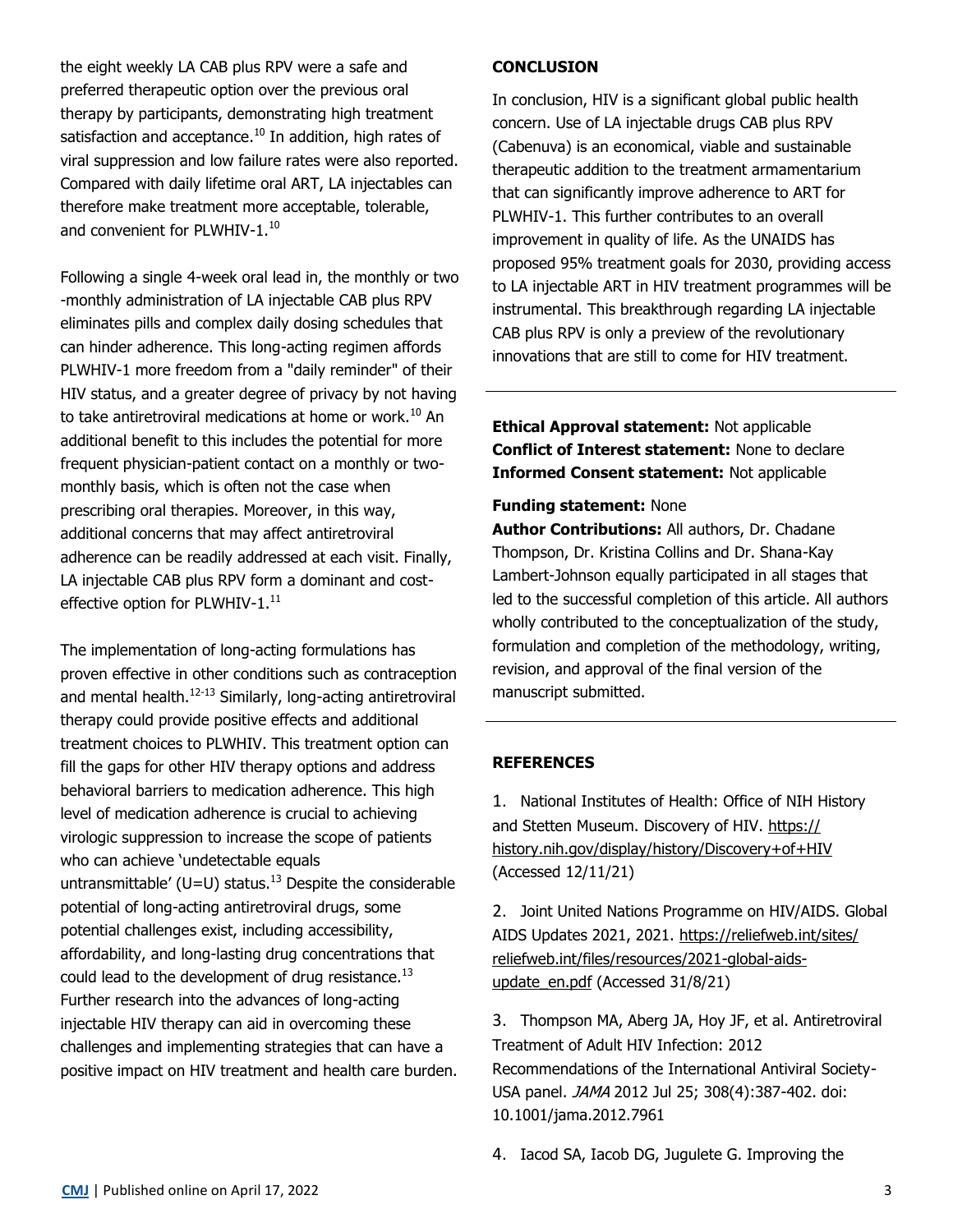the eight weekly LA CAB plus RPV were a safe and preferred therapeutic option over the previous oral therapy by participants, demonstrating high treatment satisfaction and acceptance.[10] In addition, high rates of viral suppression and low failure rates were also reported. Compared with daily lifetime oral ART, LA injectables can therefore make treatment more acceptable, tolerable, and convenient for PLWHIV-1.[10]

Following a single 4-week oral lead in, the monthly or two -monthly administration of LA injectable CAB plus RPV eliminates pills and complex daily dosing schedules that can hinder adherence. This long-acting regimen affords PLWHIV-1 more freedom from a "daily reminder" of their HIV status, and a greater degree of privacy by not having to take antiretroviral medications at home or work.[10] An additional benefit to this includes the potential for more frequent physician-patient contact on a monthly or two-monthly basis, which is often not the case when prescribing oral therapies. Moreover, in this way, additional concerns that may affect antiretroviral adherence can be readily addressed at each visit. Finally, LA injectable CAB plus RPV form a dominant and cost-effective option for PLWHIV-1.[11]

The implementation of long-acting formulations has proven effective in other conditions such as contraception and mental health.[12-13] Similarly, long-acting antiretroviral therapy could provide positive effects and additional treatment choices to PLWHIV. This treatment option can fill the gaps for other HIV therapy options and address behavioral barriers to medication adherence. This high level of medication adherence is crucial to achieving virologic suppression to increase the scope of patients who can achieve 'undetectable equals untransmittable' (U=U) status.[13] Despite the considerable potential of long-acting antiretroviral drugs, some potential challenges exist, including accessibility, affordability, and long-lasting drug concentrations that could lead to the development of drug resistance.[13] Further research into the advances of long-acting injectable HIV therapy can aid in overcoming these challenges and implementing strategies that can have a positive impact on HIV treatment and health care burden.

## CONCLUSION

In conclusion, HIV is a significant global public health concern. Use of LA injectable drugs CAB plus RPV (Cabenuva) is an economical, viable and sustainable therapeutic addition to the treatment armamentarium that can significantly improve adherence to ART for PLWHIV-1. This further contributes to an overall improvement in quality of life. As the UNAIDS has proposed 95% treatment goals for 2030, providing access to LA injectable ART in HIV treatment programmes will be instrumental. This breakthrough regarding LA injectable CAB plus RPV is only a preview of the revolutionary innovations that are still to come for HIV treatment.

---

**Ethical Approval statement:** Not applicable
**Conflict of Interest statement:** None to declare
**Informed Consent statement:** Not applicable

**Funding statement:** None
**Author Contributions:** All authors, Dr. Chadane Thompson, Dr. Kristina Collins and Dr. Shana-Kay Lambert-Johnson equally participated in all stages that led to the successful completion of this article. All authors wholly contributed to the conceptualization of the study, formulation and completion of the methodology, writing, revision, and approval of the final version of the manuscript submitted.

---

## REFERENCES

1. National Institutes of Health: Office of NIH History and Stetten Museum. Discovery of HIV. https://history.nih.gov/display/history/Discovery+of+HIV (Accessed 12/11/21)

2. Joint United Nations Programme on HIV/AIDS. Global AIDS Updates 2021, 2021. https://reliefweb.int/sites/reliefweb.int/files/resources/2021-global-aids-update_en.pdf (Accessed 31/8/21)

3. Thompson MA, Aberg JA, Hoy JF, et al. Antiretroviral Treatment of Adult HIV Infection: 2012 Recommendations of the International Antiviral Society-USA panel. *JAMA* 2012 Jul 25; 308(4):387-402. doi: 10.1001/jama.2012.7961

4. Iacod SA, Iacob DG, Jugulete G. Improving the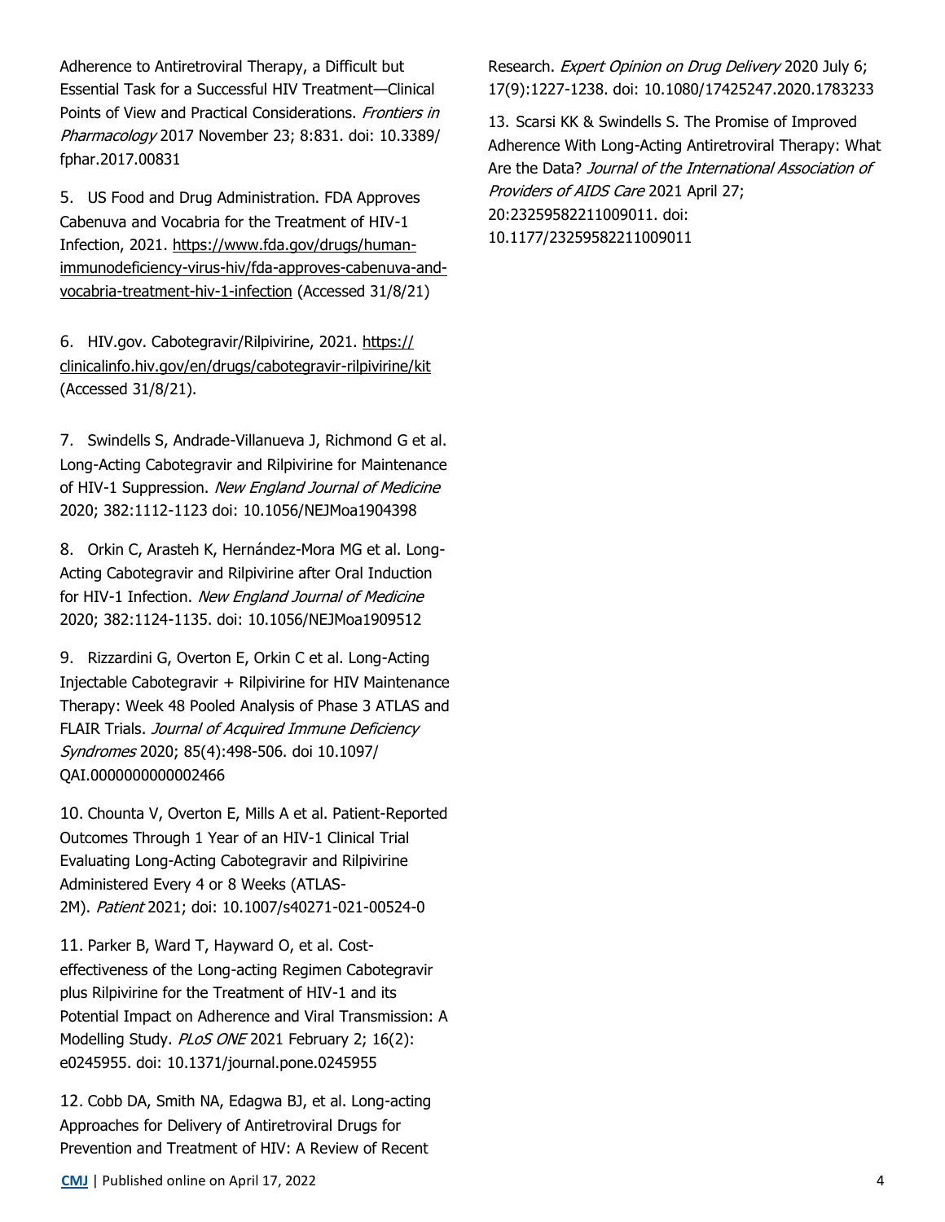Adherence to Antiretroviral Therapy, a Difficult but Essential Task for a Successful HIV Treatment—Clinical Points of View and Practical Considerations. *Frontiers in Pharmacology* 2017 November 23; 8:831. doi: 10.3389/fphar.2017.00831

5. US Food and Drug Administration. FDA Approves Cabenuva and Vocabria for the Treatment of HIV-1 Infection, 2021. https://www.fda.gov/drugs/human-immunodeficiency-virus-hiv/fda-approves-cabenuva-and-vocabria-treatment-hiv-1-infection (Accessed 31/8/21)

6. HIV.gov. Cabotegravir/Rilpivirine, 2021. https://clinicalinfo.hiv.gov/en/drugs/cabotegravir-rilpivirine/kit (Accessed 31/8/21).

7. Swindells S, Andrade-Villanueva J, Richmond G et al. Long-Acting Cabotegravir and Rilpivirine for Maintenance of HIV-1 Suppression. *New England Journal of Medicine* 2020; 382:1112-1123 doi: 10.1056/NEJMoa1904398

8. Orkin C, Arasteh K, Hernández-Mora MG et al. Long-Acting Cabotegravir and Rilpivirine after Oral Induction for HIV-1 Infection. *New England Journal of Medicine* 2020; 382:1124-1135. doi: 10.1056/NEJMoa1909512

9. Rizzardini G, Overton E, Orkin C et al. Long-Acting Injectable Cabotegravir + Rilpivirine for HIV Maintenance Therapy: Week 48 Pooled Analysis of Phase 3 ATLAS and FLAIR Trials. *Journal of Acquired Immune Deficiency Syndromes* 2020; 85(4):498-506. doi 10.1097/QAI.0000000000002466

10. Chounta V, Overton E, Mills A et al. Patient-Reported Outcomes Through 1 Year of an HIV-1 Clinical Trial Evaluating Long-Acting Cabotegravir and Rilpivirine Administered Every 4 or 8 Weeks (ATLAS-2M). *Patient* 2021; doi: 10.1007/s40271-021-00524-0

11. Parker B, Ward T, Hayward O, et al. Cost-effectiveness of the Long-acting Regimen Cabotegravir plus Rilpivirine for the Treatment of HIV-1 and its Potential Impact on Adherence and Viral Transmission: A Modelling Study. *PLoS ONE* 2021 February 2; 16(2): e0245955. doi: 10.1371/journal.pone.0245955

12. Cobb DA, Smith NA, Edagwa BJ, et al. Long-acting Approaches for Delivery of Antiretroviral Drugs for Prevention and Treatment of HIV: A Review of Recent Research. *Expert Opinion on Drug Delivery* 2020 July 6; 17(9):1227-1238. doi: 10.1080/17425247.2020.1783233

13. Scarsi KK & Swindells S. The Promise of Improved Adherence With Long-Acting Antiretroviral Therapy: What Are the Data? *Journal of the International Association of Providers of AIDS Care* 2021 April 27; 20:23259582211009011. doi: 10.1177/23259582211009011